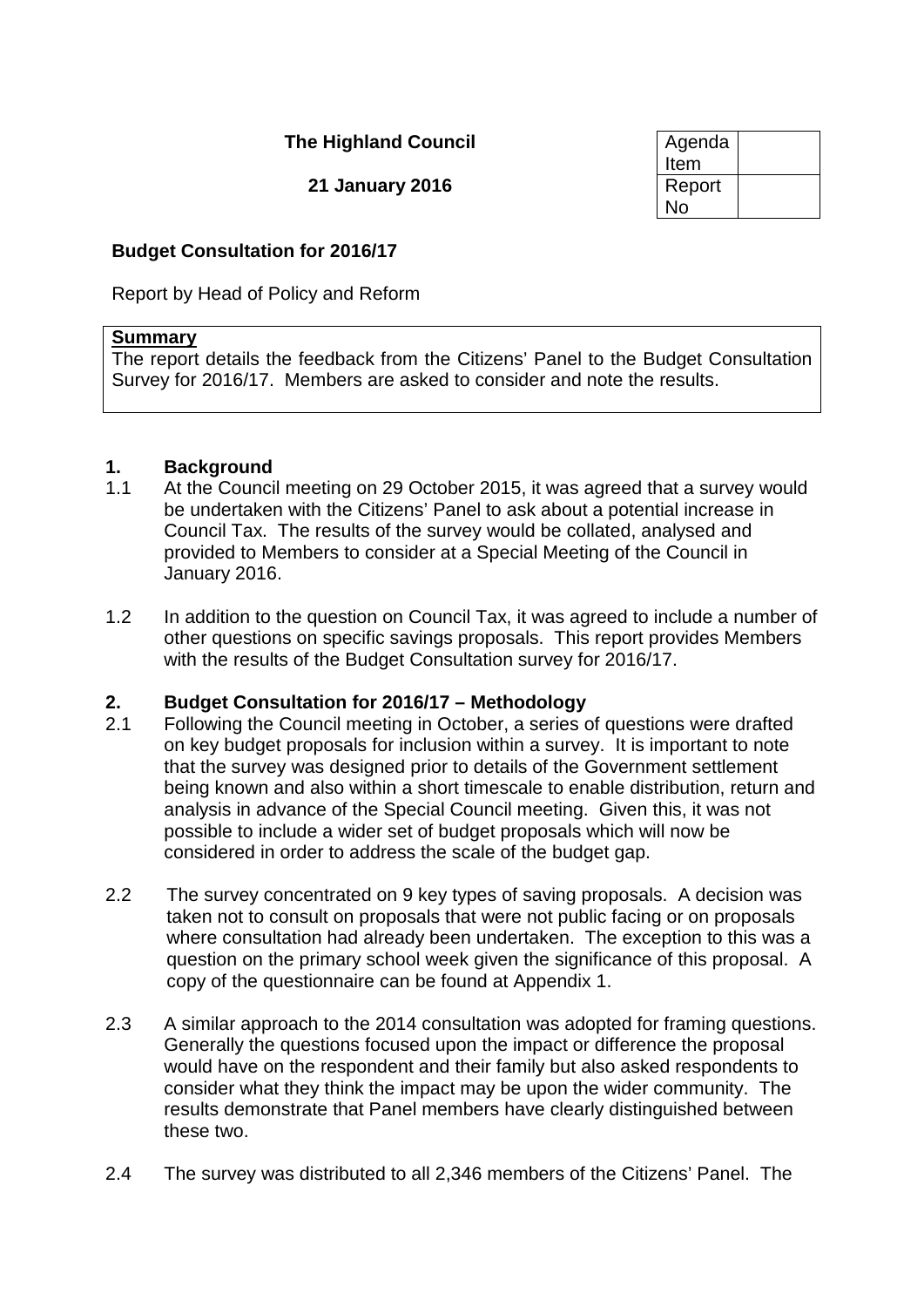**The Highland Council**

**21 January 2016**

| Agenda Item | |
|---|---|
| Report No | |

**Budget Consultation for 2016/17**

Report by Head of Policy and Reform

**Summary**

The report details the feedback from the Citizens' Panel to the Budget Consultation Survey for 2016/17. Members are asked to consider and note the results.

## 1. Background

1.1 At the Council meeting on 29 October 2015, it was agreed that a survey would be undertaken with the Citizens' Panel to ask about a potential increase in Council Tax. The results of the survey would be collated, analysed and provided to Members to consider at a Special Meeting of the Council in January 2016.

1.2 In addition to the question on Council Tax, it was agreed to include a number of other questions on specific savings proposals. This report provides Members with the results of the Budget Consultation survey for 2016/17.

## 2. Budget Consultation for 2016/17 – Methodology

2.1 Following the Council meeting in October, a series of questions were drafted on key budget proposals for inclusion within a survey. It is important to note that the survey was designed prior to details of the Government settlement being known and also within a short timescale to enable distribution, return and analysis in advance of the Special Council meeting. Given this, it was not possible to include a wider set of budget proposals which will now be considered in order to address the scale of the budget gap.

2.2 The survey concentrated on 9 key types of saving proposals. A decision was taken not to consult on proposals that were not public facing or on proposals where consultation had already been undertaken. The exception to this was a question on the primary school week given the significance of this proposal. A copy of the questionnaire can be found at Appendix 1.

2.3 A similar approach to the 2014 consultation was adopted for framing questions. Generally the questions focused upon the impact or difference the proposal would have on the respondent and their family but also asked respondents to consider what they think the impact may be upon the wider community. The results demonstrate that Panel members have clearly distinguished between these two.

2.4 The survey was distributed to all 2,346 members of the Citizens' Panel. The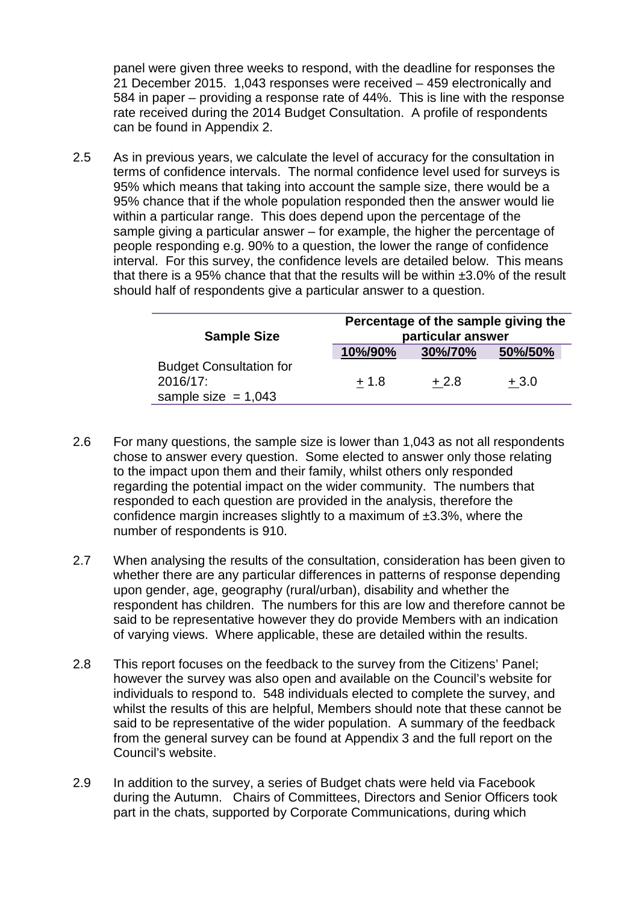panel were given three weeks to respond, with the deadline for responses the 21 December 2015. 1,043 responses were received – 459 electronically and 584 in paper – providing a response rate of 44%. This is line with the response rate received during the 2014 Budget Consultation. A profile of respondents can be found in Appendix 2.

2.5 As in previous years, we calculate the level of accuracy for the consultation in terms of confidence intervals. The normal confidence level used for surveys is 95% which means that taking into account the sample size, there would be a 95% chance that if the whole population responded then the answer would lie within a particular range. This does depend upon the percentage of the sample giving a particular answer – for example, the higher the percentage of people responding e.g. 90% to a question, the lower the range of confidence interval. For this survey, the confidence levels are detailed below. This means that there is a 95% chance that that the results will be within ±3.0% of the result should half of respondents give a particular answer to a question.

| Sample Size | Percentage of the sample giving the particular answer | | |
|---|---|---|---|
| | 10%/90% | 30%/70% | 50%/50% |
| Budget Consultation for 2016/17: sample size = 1,043 | ± 1.8 | ± 2.8 | ± 3.0 |

2.6 For many questions, the sample size is lower than 1,043 as not all respondents chose to answer every question. Some elected to answer only those relating to the impact upon them and their family, whilst others only responded regarding the potential impact on the wider community. The numbers that responded to each question are provided in the analysis, therefore the confidence margin increases slightly to a maximum of ±3.3%, where the number of respondents is 910.

2.7 When analysing the results of the consultation, consideration has been given to whether there are any particular differences in patterns of response depending upon gender, age, geography (rural/urban), disability and whether the respondent has children. The numbers for this are low and therefore cannot be said to be representative however they do provide Members with an indication of varying views. Where applicable, these are detailed within the results.

2.8 This report focuses on the feedback to the survey from the Citizens' Panel; however the survey was also open and available on the Council's website for individuals to respond to. 548 individuals elected to complete the survey, and whilst the results of this are helpful, Members should note that these cannot be said to be representative of the wider population. A summary of the feedback from the general survey can be found at Appendix 3 and the full report on the Council's website.

2.9 In addition to the survey, a series of Budget chats were held via Facebook during the Autumn. Chairs of Committees, Directors and Senior Officers took part in the chats, supported by Corporate Communications, during which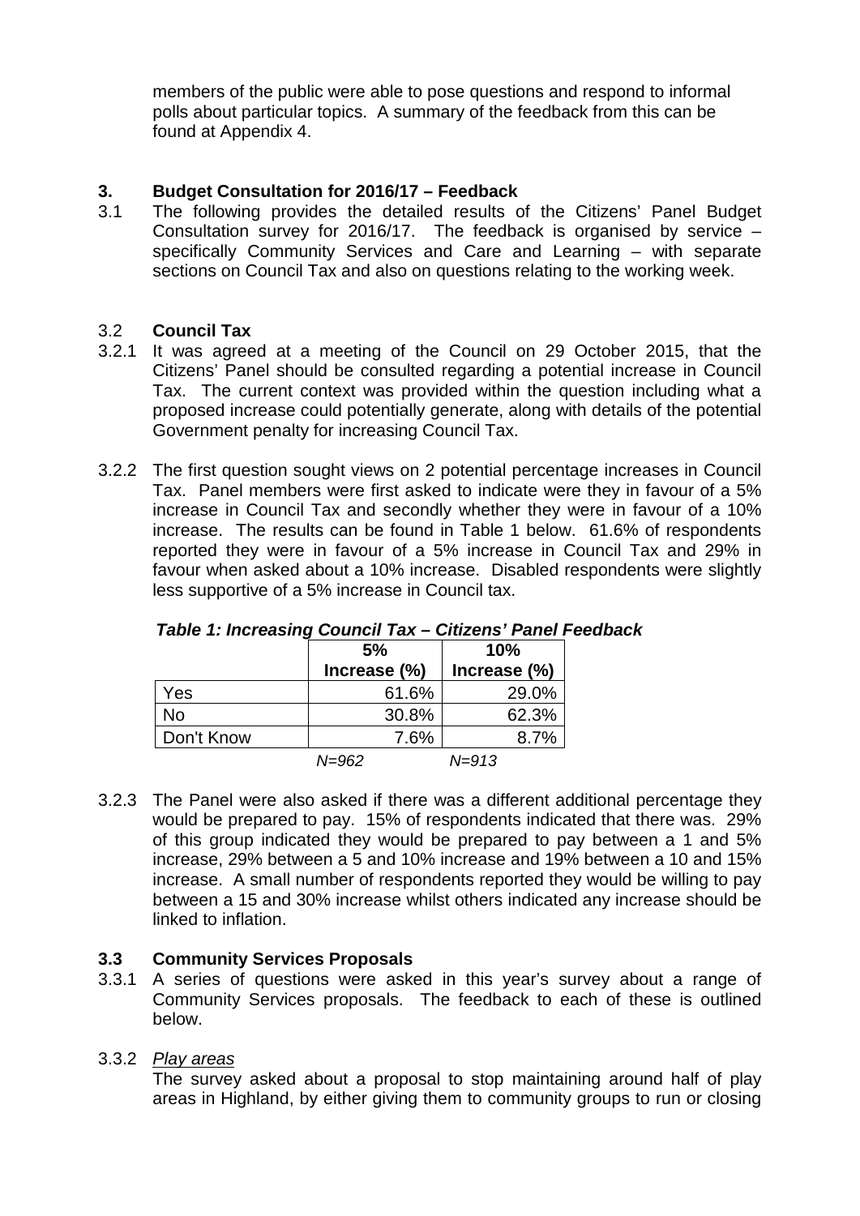members of the public were able to pose questions and respond to informal polls about particular topics. A summary of the feedback from this can be found at Appendix 4.

## 3. Budget Consultation for 2016/17 – Feedback

3.1 The following provides the detailed results of the Citizens' Panel Budget Consultation survey for 2016/17. The feedback is organised by service – specifically Community Services and Care and Learning – with separate sections on Council Tax and also on questions relating to the working week.

### 3.2 Council Tax

3.2.1 It was agreed at a meeting of the Council on 29 October 2015, that the Citizens' Panel should be consulted regarding a potential increase in Council Tax. The current context was provided within the question including what a proposed increase could potentially generate, along with details of the potential Government penalty for increasing Council Tax.

3.2.2 The first question sought views on 2 potential percentage increases in Council Tax. Panel members were first asked to indicate were they in favour of a 5% increase in Council Tax and secondly whether they were in favour of a 10% increase. The results can be found in Table 1 below. 61.6% of respondents reported they were in favour of a 5% increase in Council Tax and 29% in favour when asked about a 10% increase. Disabled respondents were slightly less supportive of a 5% increase in Council tax.

***Table 1: Increasing Council Tax – Citizens' Panel Feedback***

| | 5% Increase (%) | 10% Increase (%) |
|---|---|---|
| Yes | 61.6% | 29.0% |
| No | 30.8% | 62.3% |
| Don't Know | 7.6% | 8.7% |
| | *N=962* | *N=913* |

3.2.3 The Panel were also asked if there was a different additional percentage they would be prepared to pay. 15% of respondents indicated that there was. 29% of this group indicated they would be prepared to pay between a 1 and 5% increase, 29% between a 5 and 10% increase and 19% between a 10 and 15% increase. A small number of respondents reported they would be willing to pay between a 15 and 30% increase whilst others indicated any increase should be linked to inflation.

### 3.3 Community Services Proposals

3.3.1 A series of questions were asked in this year's survey about a range of Community Services proposals. The feedback to each of these is outlined below.

3.3.2 *Play areas*

The survey asked about a proposal to stop maintaining around half of play areas in Highland, by either giving them to community groups to run or closing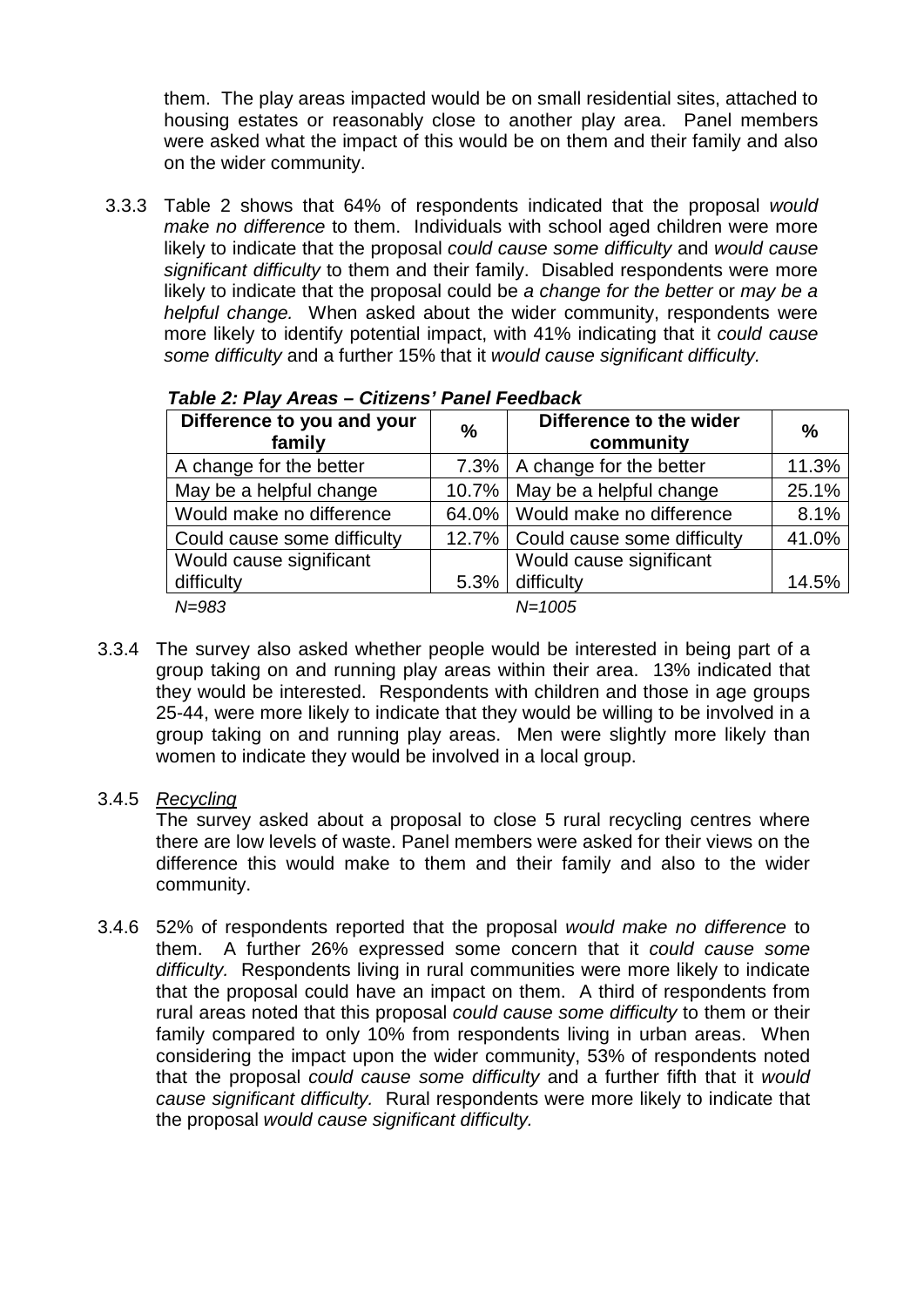them. The play areas impacted would be on small residential sites, attached to housing estates or reasonably close to another play area. Panel members were asked what the impact of this would be on them and their family and also on the wider community.

3.3.3 Table 2 shows that 64% of respondents indicated that the proposal *would make no difference* to them. Individuals with school aged children were more likely to indicate that the proposal *could cause some difficulty* and *would cause significant difficulty* to them and their family. Disabled respondents were more likely to indicate that the proposal could be *a change for the better* or *may be a helpful change.* When asked about the wider community, respondents were more likely to identify potential impact, with 41% indicating that it *could cause some difficulty* and a further 15% that it *would cause significant difficulty.*

***Table 2: Play Areas – Citizens' Panel Feedback***

| Difference to you and your family | % | Difference to the wider community | % |
|---|---|---|---|
| A change for the better | 7.3% | A change for the better | 11.3% |
| May be a helpful change | 10.7% | May be a helpful change | 25.1% |
| Would make no difference | 64.0% | Would make no difference | 8.1% |
| Could cause some difficulty | 12.7% | Could cause some difficulty | 41.0% |
| Would cause significant difficulty | 5.3% | Would cause significant difficulty | 14.5% |
| *N=983* | | *N=1005* | |

3.3.4 The survey also asked whether people would be interested in being part of a group taking on and running play areas within their area. 13% indicated that they would be interested. Respondents with children and those in age groups 25-44, were more likely to indicate that they would be willing to be involved in a group taking on and running play areas. Men were slightly more likely than women to indicate they would be involved in a local group.

3.4.5 <u>Recycling</u>

The survey asked about a proposal to close 5 rural recycling centres where there are low levels of waste. Panel members were asked for their views on the difference this would make to them and their family and also to the wider community.

3.4.6 52% of respondents reported that the proposal *would make no difference* to them. A further 26% expressed some concern that it *could cause some difficulty.* Respondents living in rural communities were more likely to indicate that the proposal could have an impact on them. A third of respondents from rural areas noted that this proposal *could cause some difficulty* to them or their family compared to only 10% from respondents living in urban areas. When considering the impact upon the wider community, 53% of respondents noted that the proposal *could cause some difficulty* and a further fifth that it *would cause significant difficulty.* Rural respondents were more likely to indicate that the proposal *would cause significant difficulty.*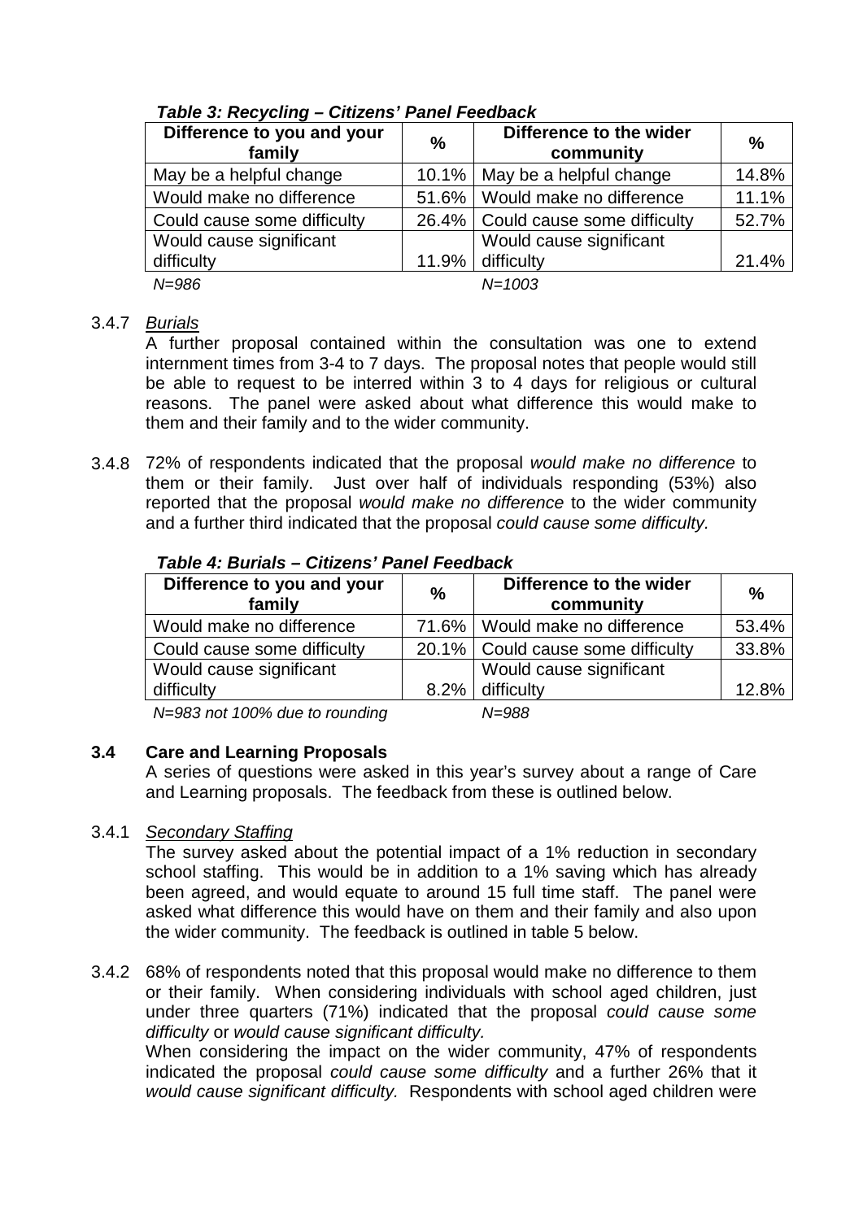*Table 3: Recycling – Citizens' Panel Feedback*

| Difference to you and your family | % | Difference to the wider community | % |
|---|---|---|---|
| May be a helpful change | 10.1% | May be a helpful change | 14.8% |
| Would make no difference | 51.6% | Would make no difference | 11.1% |
| Could cause some difficulty | 26.4% | Could cause some difficulty | 52.7% |
| Would cause significant difficulty | 11.9% | Would cause significant difficulty | 21.4% |
| *N=986* | | *N=1003* | |

3.4.7 *Burials*

A further proposal contained within the consultation was one to extend internment times from 3-4 to 7 days. The proposal notes that people would still be able to request to be interred within 3 to 4 days for religious or cultural reasons. The panel were asked about what difference this would make to them and their family and to the wider community.

3.4.8 72% of respondents indicated that the proposal *would make no difference* to them or their family. Just over half of individuals responding (53%) also reported that the proposal *would make no difference* to the wider community and a further third indicated that the proposal *could cause some difficulty.*

*Table 4: Burials – Citizens' Panel Feedback*

| Difference to you and your family | % | Difference to the wider community | % |
|---|---|---|---|
| Would make no difference | 71.6% | Would make no difference | 53.4% |
| Could cause some difficulty | 20.1% | Could cause some difficulty | 33.8% |
| Would cause significant difficulty | 8.2% | Would cause significant difficulty | 12.8% |
| *N=983 not 100% due to rounding* | | *N=988* | |

### 3.4 Care and Learning Proposals

A series of questions were asked in this year's survey about a range of Care and Learning proposals. The feedback from these is outlined below.

3.4.1 *Secondary Staffing*

The survey asked about the potential impact of a 1% reduction in secondary school staffing. This would be in addition to a 1% saving which has already been agreed, and would equate to around 15 full time staff. The panel were asked what difference this would have on them and their family and also upon the wider community. The feedback is outlined in table 5 below.

3.4.2 68% of respondents noted that this proposal would make no difference to them or their family. When considering individuals with school aged children, just under three quarters (71%) indicated that the proposal *could cause some difficulty* or *would cause significant difficulty.*

When considering the impact on the wider community, 47% of respondents indicated the proposal *could cause some difficulty* and a further 26% that it *would cause significant difficulty.* Respondents with school aged children were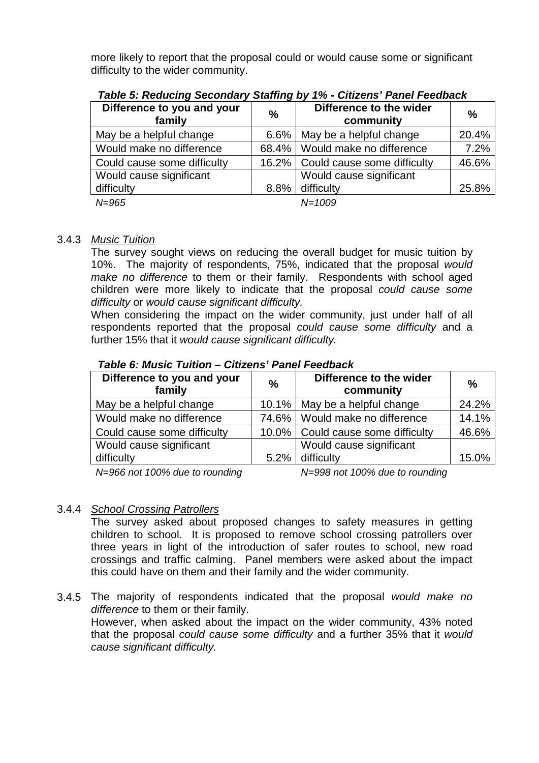more likely to report that the proposal could or would cause some or significant difficulty to the wider community.

***Table 5: Reducing Secondary Staffing by 1% - Citizens' Panel Feedback***

| Difference to you and your family | % | Difference to the wider community | % |
|---|---|---|---|
| May be a helpful change | 6.6% | May be a helpful change | 20.4% |
| Would make no difference | 68.4% | Would make no difference | 7.2% |
| Could cause some difficulty | 16.2% | Could cause some difficulty | 46.6% |
| Would cause significant difficulty | 8.8% | Would cause significant difficulty | 25.8% |
| *N=965* | | *N=1009* | |

3.4.3 *Music Tuition*

The survey sought views on reducing the overall budget for music tuition by 10%. The majority of respondents, 75%, indicated that the proposal *would make no difference* to them or their family. Respondents with school aged children were more likely to indicate that the proposal *could cause some difficulty* or *would cause significant difficulty.*

When considering the impact on the wider community, just under half of all respondents reported that the proposal *could cause some difficulty* and a further 15% that it *would cause significant difficulty.*

***Table 6: Music Tuition – Citizens' Panel Feedback***

| Difference to you and your family | % | Difference to the wider community | % |
|---|---|---|---|
| May be a helpful change | 10.1% | May be a helpful change | 24.2% |
| Would make no difference | 74.6% | Would make no difference | 14.1% |
| Could cause some difficulty | 10.0% | Could cause some difficulty | 46.6% |
| Would cause significant difficulty | 5.2% | Would cause significant difficulty | 15.0% |
| *N=966 not 100% due to rounding* | | *N=998 not 100% due to rounding* | |

3.4.4 *School Crossing Patrollers*

The survey asked about proposed changes to safety measures in getting children to school. It is proposed to remove school crossing patrollers over three years in light of the introduction of safer routes to school, new road crossings and traffic calming. Panel members were asked about the impact this could have on them and their family and the wider community.

3.4.5 The majority of respondents indicated that the proposal *would make no difference* to them or their family.

However, when asked about the impact on the wider community, 43% noted that the proposal *could cause some difficulty* and a further 35% that it *would cause significant difficulty.*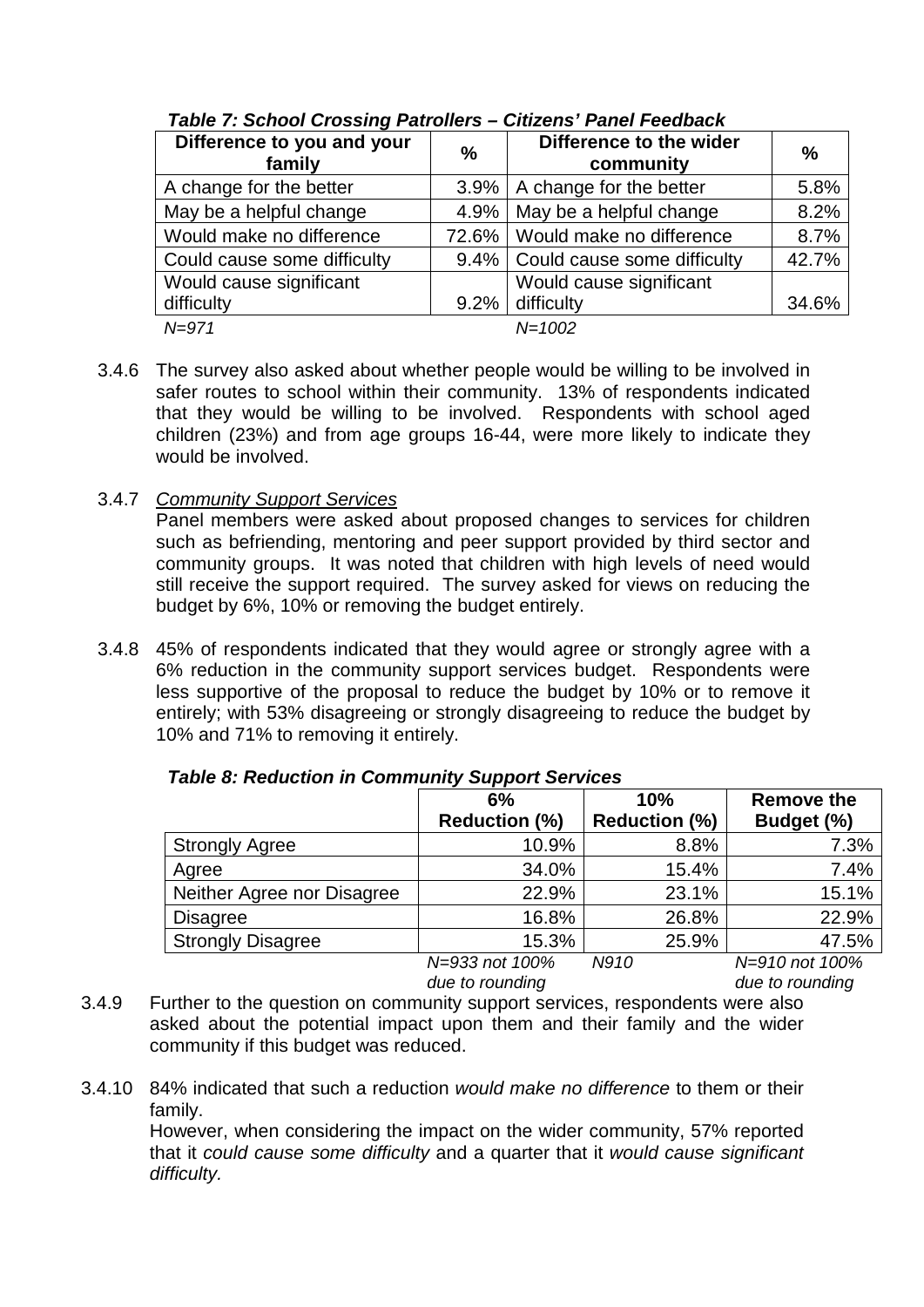***Table 7: School Crossing Patrollers – Citizens' Panel Feedback***

| Difference to you and your family | % | Difference to the wider community | % |
|---|---|---|---|
| A change for the better | 3.9% | A change for the better | 5.8% |
| May be a helpful change | 4.9% | May be a helpful change | 8.2% |
| Would make no difference | 72.6% | Would make no difference | 8.7% |
| Could cause some difficulty | 9.4% | Could cause some difficulty | 42.7% |
| Would cause significant difficulty | 9.2% | Would cause significant difficulty | 34.6% |
| *N=971* | | *N=1002* | |

3.4.6 The survey also asked about whether people would be willing to be involved in safer routes to school within their community. 13% of respondents indicated that they would be willing to be involved. Respondents with school aged children (23%) and from age groups 16-44, were more likely to indicate they would be involved.

3.4.7 *Community Support Services*

Panel members were asked about proposed changes to services for children such as befriending, mentoring and peer support provided by third sector and community groups. It was noted that children with high levels of need would still receive the support required. The survey asked for views on reducing the budget by 6%, 10% or removing the budget entirely.

3.4.8 45% of respondents indicated that they would agree or strongly agree with a 6% reduction in the community support services budget. Respondents were less supportive of the proposal to reduce the budget by 10% or to remove it entirely; with 53% disagreeing or strongly disagreeing to reduce the budget by 10% and 71% to removing it entirely.

***Table 8: Reduction in Community Support Services***

| | 6% Reduction (%) | 10% Reduction (%) | Remove the Budget (%) |
|---|---|---|---|
| Strongly Agree | 10.9% | 8.8% | 7.3% |
| Agree | 34.0% | 15.4% | 7.4% |
| Neither Agree nor Disagree | 22.9% | 23.1% | 15.1% |
| Disagree | 16.8% | 26.8% | 22.9% |
| Strongly Disagree | 15.3% | 25.9% | 47.5% |
| | *N=933 not 100% due to rounding* | *N910* | *N=910 not 100% due to rounding* |

3.4.9 Further to the question on community support services, respondents were also asked about the potential impact upon them and their family and the wider community if this budget was reduced.

3.4.10 84% indicated that such a reduction *would make no difference* to them or their family.

However, when considering the impact on the wider community, 57% reported that it *could cause some difficulty* and a quarter that it *would cause significant difficulty.*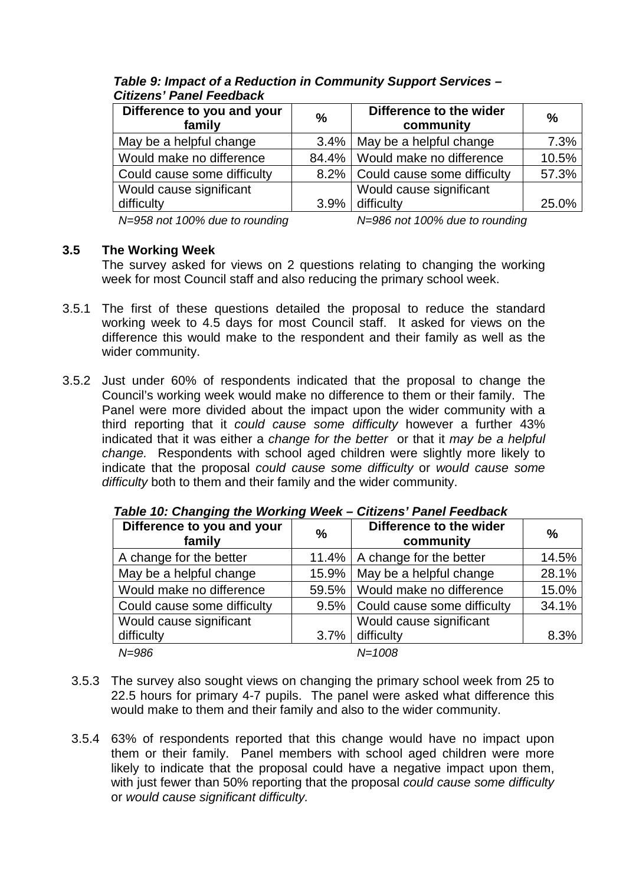***Table 9: Impact of a Reduction in Community Support Services – Citizens' Panel Feedback***

| Difference to you and your family | % | Difference to the wider community | % |
|---|---|---|---|
| May be a helpful change | 3.4% | May be a helpful change | 7.3% |
| Would make no difference | 84.4% | Would make no difference | 10.5% |
| Could cause some difficulty | 8.2% | Could cause some difficulty | 57.3% |
| Would cause significant difficulty | 3.9% | Would cause significant difficulty | 25.0% |
| *N=958 not 100% due to rounding* | | *N=986 not 100% due to rounding* | |

### 3.5 The Working Week

The survey asked for views on 2 questions relating to changing the working week for most Council staff and also reducing the primary school week.

3.5.1 The first of these questions detailed the proposal to reduce the standard working week to 4.5 days for most Council staff. It asked for views on the difference this would make to the respondent and their family as well as the wider community.

3.5.2 Just under 60% of respondents indicated that the proposal to change the Council's working week would make no difference to them or their family. The Panel were more divided about the impact upon the wider community with a third reporting that it *could cause some difficulty* however a further 43% indicated that it was either a *change for the better* or that it *may be a helpful change.* Respondents with school aged children were slightly more likely to indicate that the proposal *could cause some difficulty* or *would cause some difficulty* both to them and their family and the wider community.

***Table 10: Changing the Working Week – Citizens' Panel Feedback***

| Difference to you and your family | % | Difference to the wider community | % |
|---|---|---|---|
| A change for the better | 11.4% | A change for the better | 14.5% |
| May be a helpful change | 15.9% | May be a helpful change | 28.1% |
| Would make no difference | 59.5% | Would make no difference | 15.0% |
| Could cause some difficulty | 9.5% | Could cause some difficulty | 34.1% |
| Would cause significant difficulty | 3.7% | Would cause significant difficulty | 8.3% |
| *N=986* | | *N=1008* | |

3.5.3 The survey also sought views on changing the primary school week from 25 to 22.5 hours for primary 4-7 pupils. The panel were asked what difference this would make to them and their family and also to the wider community.

3.5.4 63% of respondents reported that this change would have no impact upon them or their family. Panel members with school aged children were more likely to indicate that the proposal could have a negative impact upon them, with just fewer than 50% reporting that the proposal *could cause some difficulty* or *would cause significant difficulty.*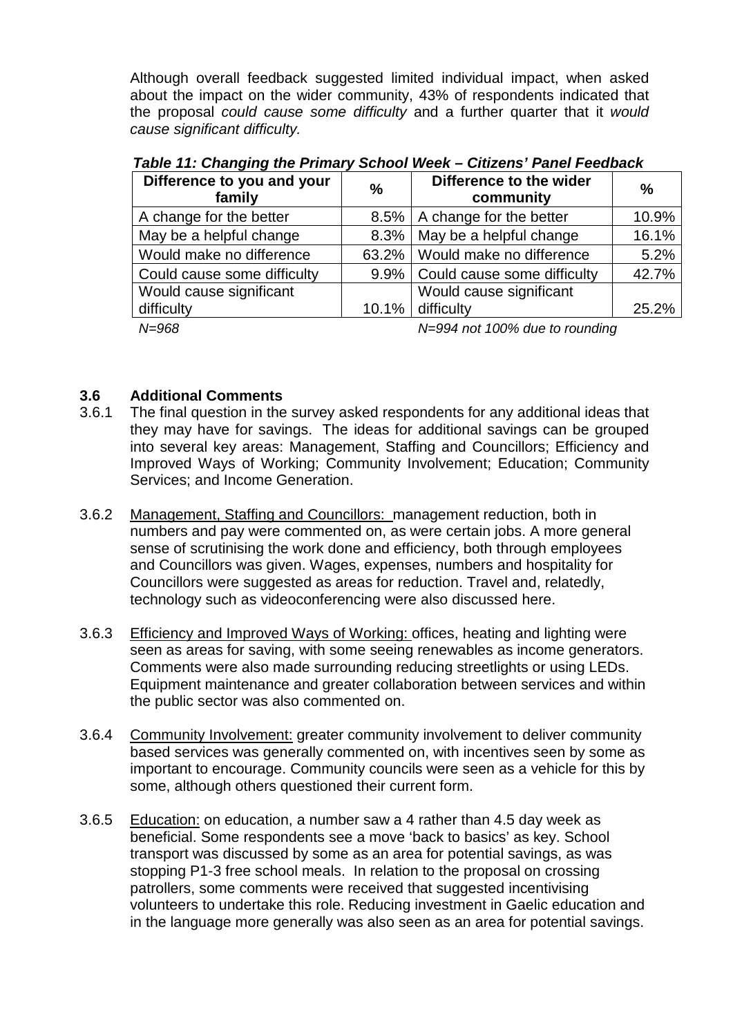Although overall feedback suggested limited individual impact, when asked about the impact on the wider community, 43% of respondents indicated that the proposal *could cause some difficulty* and a further quarter that it *would cause significant difficulty.*

***Table 11: Changing the Primary School Week – Citizens' Panel Feedback***

| Difference to you and your family | % | Difference to the wider community | % |
|---|---|---|---|
| A change for the better | 8.5% | A change for the better | 10.9% |
| May be a helpful change | 8.3% | May be a helpful change | 16.1% |
| Would make no difference | 63.2% | Would make no difference | 5.2% |
| Could cause some difficulty | 9.9% | Could cause some difficulty | 42.7% |
| Would cause significant difficulty | 10.1% | Would cause significant difficulty | 25.2% |

*N=968* *N=994 not 100% due to rounding*

### 3.6 Additional Comments

3.6.1 The final question in the survey asked respondents for any additional ideas that they may have for savings. The ideas for additional savings can be grouped into several key areas: Management, Staffing and Councillors; Efficiency and Improved Ways of Working; Community Involvement; Education; Community Services; and Income Generation.

3.6.2 <u>Management, Staffing and Councillors:</u> management reduction, both in numbers and pay were commented on, as were certain jobs. A more general sense of scrutinising the work done and efficiency, both through employees and Councillors was given. Wages, expenses, numbers and hospitality for Councillors were suggested as areas for reduction. Travel and, relatedly, technology such as videoconferencing were also discussed here.

3.6.3 <u>Efficiency and Improved Ways of Working:</u> offices, heating and lighting were seen as areas for saving, with some seeing renewables as income generators. Comments were also made surrounding reducing streetlights or using LEDs. Equipment maintenance and greater collaboration between services and within the public sector was also commented on.

3.6.4 <u>Community Involvement:</u> greater community involvement to deliver community based services was generally commented on, with incentives seen by some as important to encourage. Community councils were seen as a vehicle for this by some, although others questioned their current form.

3.6.5 <u>Education:</u> on education, a number saw a 4 rather than 4.5 day week as beneficial. Some respondents see a move 'back to basics' as key. School transport was discussed by some as an area for potential savings, as was stopping P1-3 free school meals. In relation to the proposal on crossing patrollers, some comments were received that suggested incentivising volunteers to undertake this role. Reducing investment in Gaelic education and in the language more generally was also seen as an area for potential savings.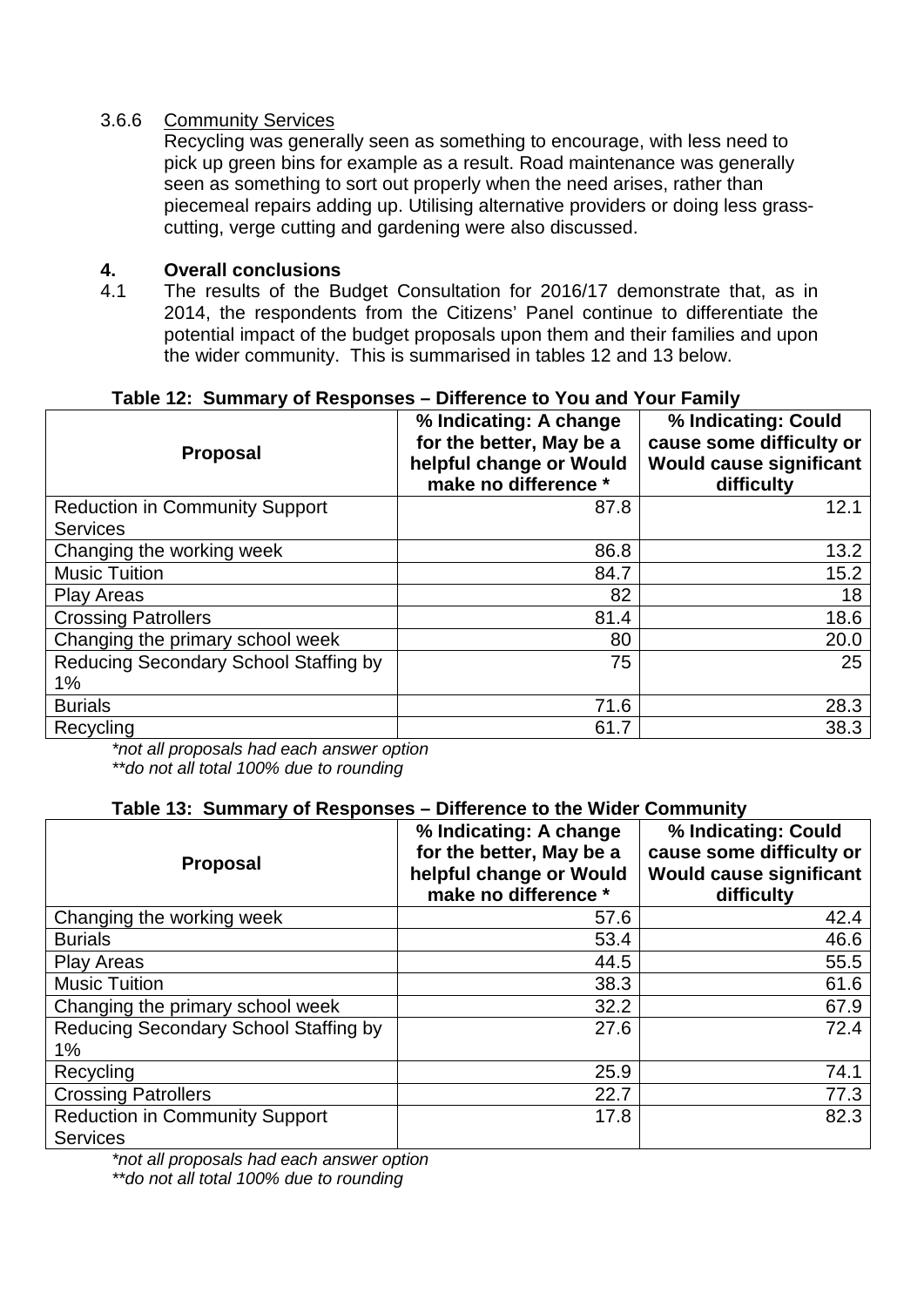3.6.6 Community Services

Recycling was generally seen as something to encourage, with less need to pick up green bins for example as a result. Road maintenance was generally seen as something to sort out properly when the need arises, rather than piecemeal repairs adding up. Utilising alternative providers or doing less grass-cutting, verge cutting and gardening were also discussed.

## 4. Overall conclusions

4.1 The results of the Budget Consultation for 2016/17 demonstrate that, as in 2014, the respondents from the Citizens' Panel continue to differentiate the potential impact of the budget proposals upon them and their families and upon the wider community. This is summarised in tables 12 and 13 below.

**Table 12: Summary of Responses – Difference to You and Your Family**

| Proposal | % Indicating: A change for the better, May be a helpful change or Would make no difference * | % Indicating: Could cause some difficulty or Would cause significant difficulty |
|---|---|---|
| Reduction in Community Support Services | 87.8 | 12.1 |
| Changing the working week | 86.8 | 13.2 |
| Music Tuition | 84.7 | 15.2 |
| Play Areas | 82 | 18 |
| Crossing Patrollers | 81.4 | 18.6 |
| Changing the primary school week | 80 | 20.0 |
| Reducing Secondary School Staffing by 1% | 75 | 25 |
| Burials | 71.6 | 28.3 |
| Recycling | 61.7 | 38.3 |

*not all proposals had each answer option
**do not all total 100% due to rounding

**Table 13: Summary of Responses – Difference to the Wider Community**

| Proposal | % Indicating: A change for the better, May be a helpful change or Would make no difference * | % Indicating: Could cause some difficulty or Would cause significant difficulty |
|---|---|---|
| Changing the working week | 57.6 | 42.4 |
| Burials | 53.4 | 46.6 |
| Play Areas | 44.5 | 55.5 |
| Music Tuition | 38.3 | 61.6 |
| Changing the primary school week | 32.2 | 67.9 |
| Reducing Secondary School Staffing by 1% | 27.6 | 72.4 |
| Recycling | 25.9 | 74.1 |
| Crossing Patrollers | 22.7 | 77.3 |
| Reduction in Community Support Services | 17.8 | 82.3 |

*not all proposals had each answer option
**do not all total 100% due to rounding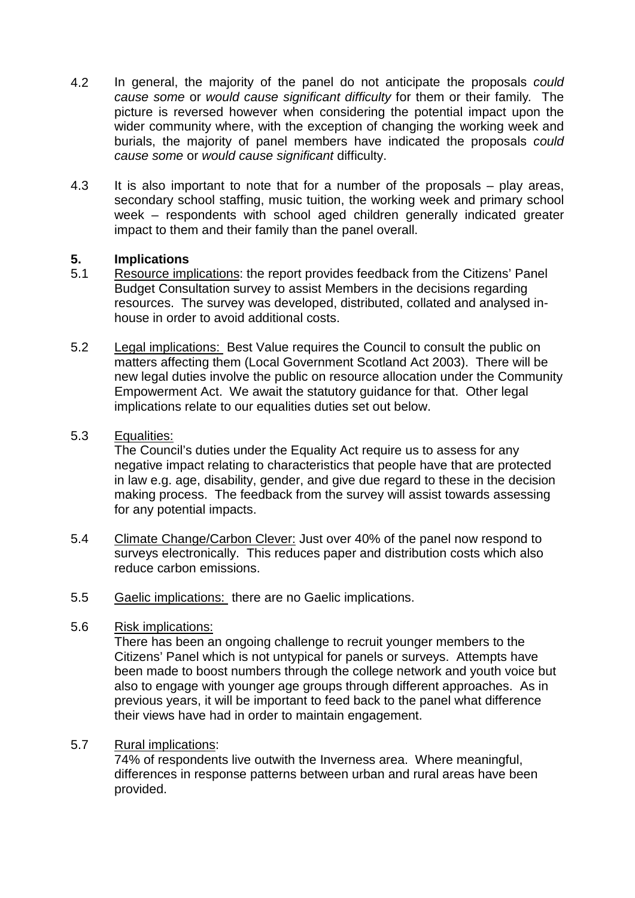4.2 In general, the majority of the panel do not anticipate the proposals *could cause some* or *would cause significant difficulty* for them or their family. The picture is reversed however when considering the potential impact upon the wider community where, with the exception of changing the working week and burials, the majority of panel members have indicated the proposals *could cause some* or *would cause significant* difficulty.

4.3 It is also important to note that for a number of the proposals – play areas, secondary school staffing, music tuition, the working week and primary school week – respondents with school aged children generally indicated greater impact to them and their family than the panel overall.

## 5. Implications

5.1 Resource implications: the report provides feedback from the Citizens' Panel Budget Consultation survey to assist Members in the decisions regarding resources. The survey was developed, distributed, collated and analysed in-house in order to avoid additional costs.

5.2 Legal implications: Best Value requires the Council to consult the public on matters affecting them (Local Government Scotland Act 2003). There will be new legal duties involve the public on resource allocation under the Community Empowerment Act. We await the statutory guidance for that. Other legal implications relate to our equalities duties set out below.

5.3 Equalities:
The Council's duties under the Equality Act require us to assess for any negative impact relating to characteristics that people have that are protected in law e.g. age, disability, gender, and give due regard to these in the decision making process. The feedback from the survey will assist towards assessing for any potential impacts.

5.4 Climate Change/Carbon Clever: Just over 40% of the panel now respond to surveys electronically. This reduces paper and distribution costs which also reduce carbon emissions.

5.5 Gaelic implications: there are no Gaelic implications.

5.6 Risk implications:
There has been an ongoing challenge to recruit younger members to the Citizens' Panel which is not untypical for panels or surveys. Attempts have been made to boost numbers through the college network and youth voice but also to engage with younger age groups through different approaches. As in previous years, it will be important to feed back to the panel what difference their views have had in order to maintain engagement.

5.7 Rural implications:
74% of respondents live outwith the Inverness area. Where meaningful, differences in response patterns between urban and rural areas have been provided.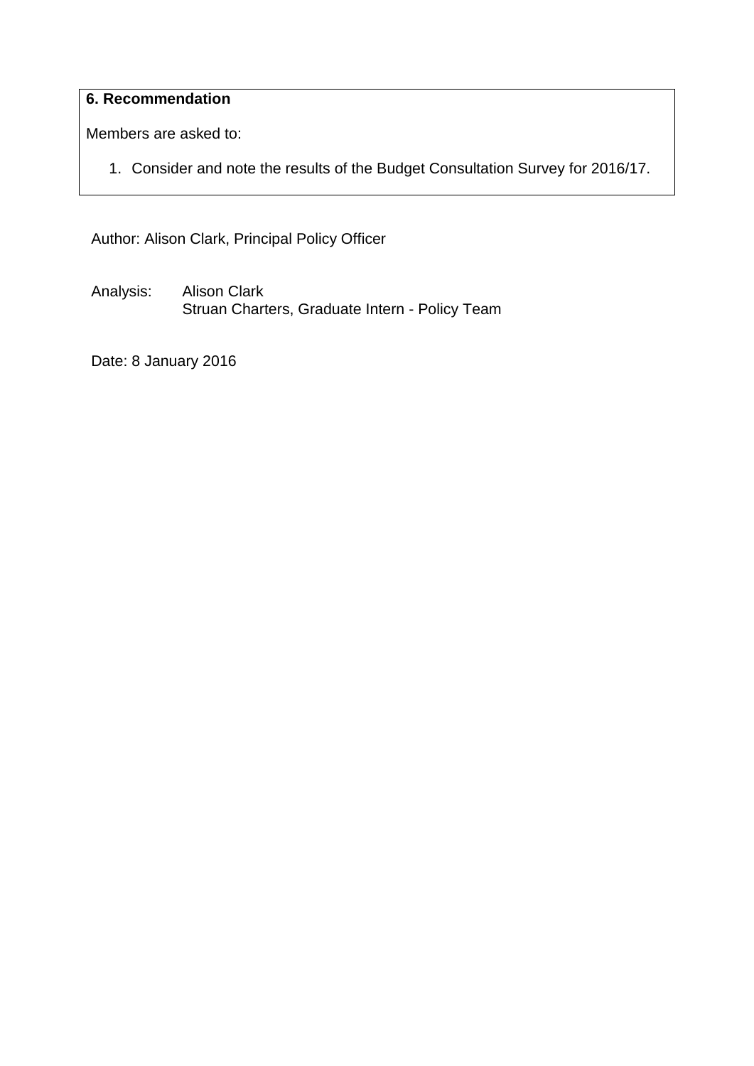**6. Recommendation**

Members are asked to:

1. Consider and note the results of the Budget Consultation Survey for 2016/17.

Author: Alison Clark, Principal Policy Officer

Analysis: Alison Clark
Struan Charters, Graduate Intern - Policy Team

Date: 8 January 2016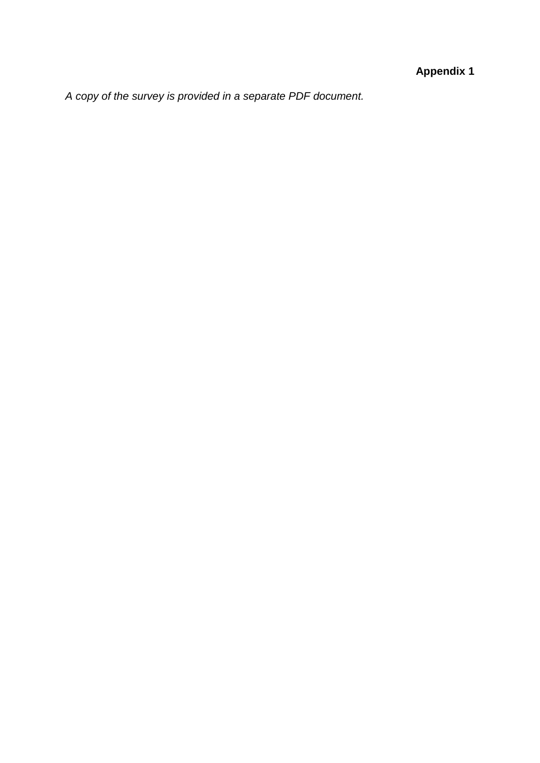**Appendix 1**

*A copy of the survey is provided in a separate PDF document.*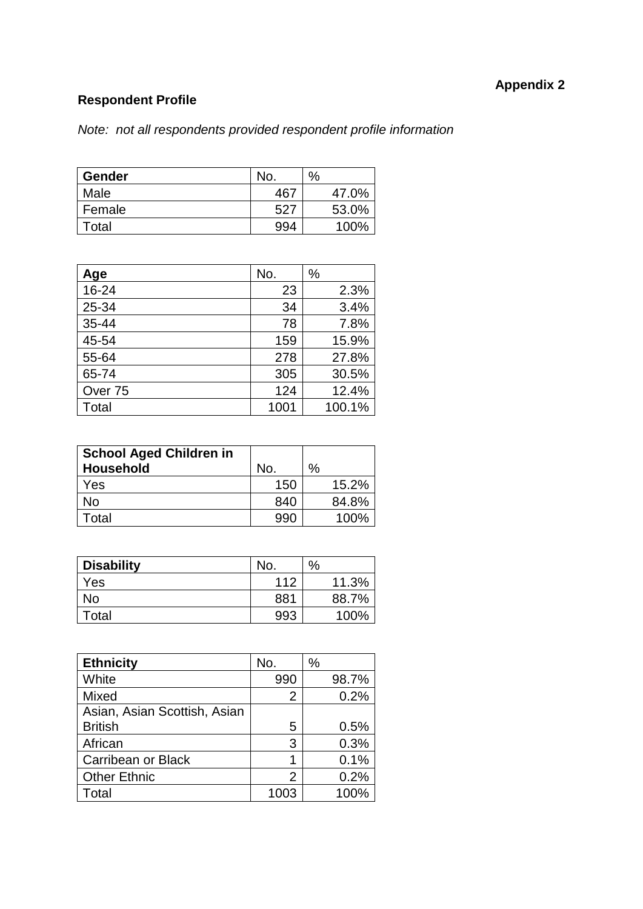**Appendix 2**

## Respondent Profile

*Note: not all respondents provided respondent profile information*

| Gender | No. | % |
|---|---|---|
| Male | 467 | 47.0% |
| Female | 527 | 53.0% |
| Total | 994 | 100% |

| Age | No. | % |
|---|---|---|
| 16-24 | 23 | 2.3% |
| 25-34 | 34 | 3.4% |
| 35-44 | 78 | 7.8% |
| 45-54 | 159 | 15.9% |
| 55-64 | 278 | 27.8% |
| 65-74 | 305 | 30.5% |
| Over 75 | 124 | 12.4% |
| Total | 1001 | 100.1% |

| School Aged Children in Household | No. | % |
|---|---|---|
| Yes | 150 | 15.2% |
| No | 840 | 84.8% |
| Total | 990 | 100% |

| Disability | No. | % |
|---|---|---|
| Yes | 112 | 11.3% |
| No | 881 | 88.7% |
| Total | 993 | 100% |

| Ethnicity | No. | % |
|---|---|---|
| White | 990 | 98.7% |
| Mixed | 2 | 0.2% |
| Asian, Asian Scottish, Asian British | 5 | 0.5% |
| African | 3 | 0.3% |
| Carribean or Black | 1 | 0.1% |
| Other Ethnic | 2 | 0.2% |
| Total | 1003 | 100% |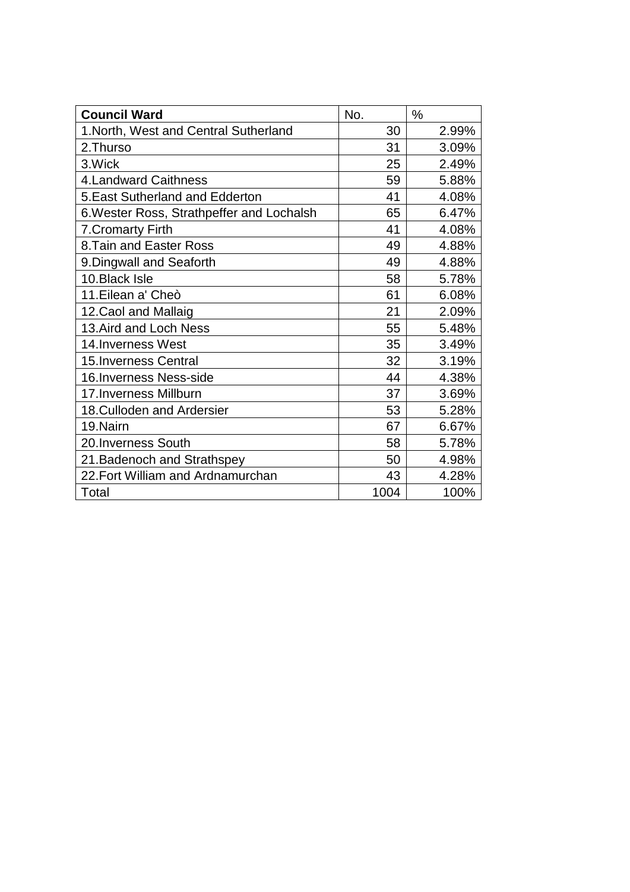| **Council Ward** | No. | % |
|---|---|---|
| 1.North, West and Central Sutherland | 30 | 2.99% |
| 2.Thurso | 31 | 3.09% |
| 3.Wick | 25 | 2.49% |
| 4.Landward Caithness | 59 | 5.88% |
| 5.East Sutherland and Edderton | 41 | 4.08% |
| 6.Wester Ross, Strathpeffer and Lochalsh | 65 | 6.47% |
| 7.Cromarty Firth | 41 | 4.08% |
| 8.Tain and Easter Ross | 49 | 4.88% |
| 9.Dingwall and Seaforth | 49 | 4.88% |
| 10.Black Isle | 58 | 5.78% |
| 11.Eilean a' Cheò | 61 | 6.08% |
| 12.Caol and Mallaig | 21 | 2.09% |
| 13.Aird and Loch Ness | 55 | 5.48% |
| 14.Inverness West | 35 | 3.49% |
| 15.Inverness Central | 32 | 3.19% |
| 16.Inverness Ness-side | 44 | 4.38% |
| 17.Inverness Millburn | 37 | 3.69% |
| 18.Culloden and Ardersier | 53 | 5.28% |
| 19.Nairn | 67 | 6.67% |
| 20.Inverness South | 58 | 5.78% |
| 21.Badenoch and Strathspey | 50 | 4.98% |
| 22.Fort William and Ardnamurchan | 43 | 4.28% |
| Total | 1004 | 100% |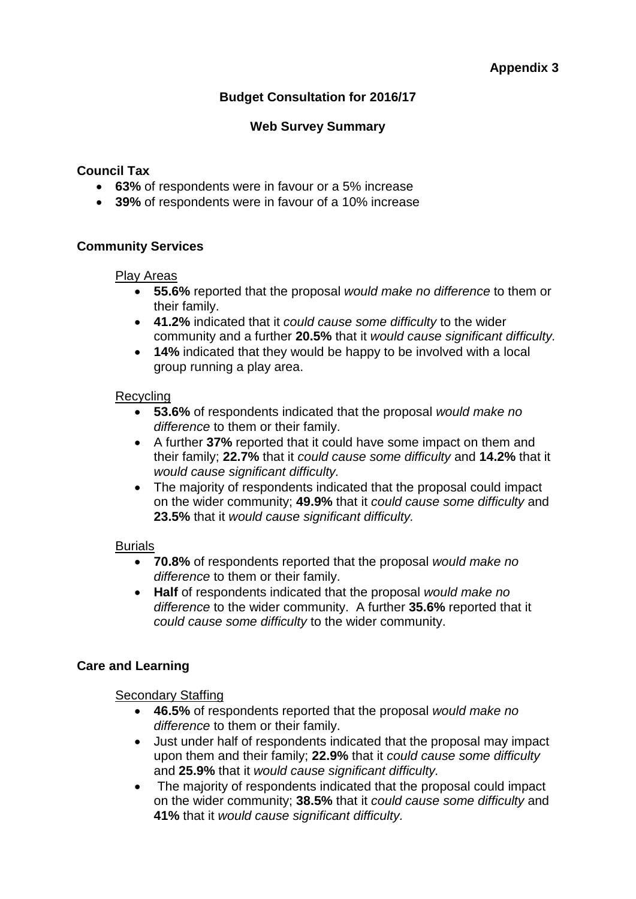**Appendix 3**

## Budget Consultation for 2016/17

### Web Survey Summary

**Council Tax**

- **63%** of respondents were in favour or a 5% increase
- **39%** of respondents were in favour of a 10% increase

**Community Services**

Play Areas

- **55.6%** reported that the proposal *would make no difference* to them or their family.
- **41.2%** indicated that it *could cause some difficulty* to the wider community and a further **20.5%** that it *would cause significant difficulty.*
- **14%** indicated that they would be happy to be involved with a local group running a play area.

Recycling

- **53.6%** of respondents indicated that the proposal *would make no difference* to them or their family.
- A further **37%** reported that it could have some impact on them and their family; **22.7%** that it *could cause some difficulty* and **14.2%** that it *would cause significant difficulty.*
- The majority of respondents indicated that the proposal could impact on the wider community; **49.9%** that it *could cause some difficulty* and **23.5%** that it *would cause significant difficulty.*

Burials

- **70.8%** of respondents reported that the proposal *would make no difference* to them or their family.
- **Half** of respondents indicated that the proposal *would make no difference* to the wider community. A further **35.6%** reported that it *could cause some difficulty* to the wider community.

**Care and Learning**

Secondary Staffing

- **46.5%** of respondents reported that the proposal *would make no difference* to them or their family.
- Just under half of respondents indicated that the proposal may impact upon them and their family; **22.9%** that it *could cause some difficulty* and **25.9%** that it *would cause significant difficulty.*
- The majority of respondents indicated that the proposal could impact on the wider community; **38.5%** that it *could cause some difficulty* and **41%** that it *would cause significant difficulty.*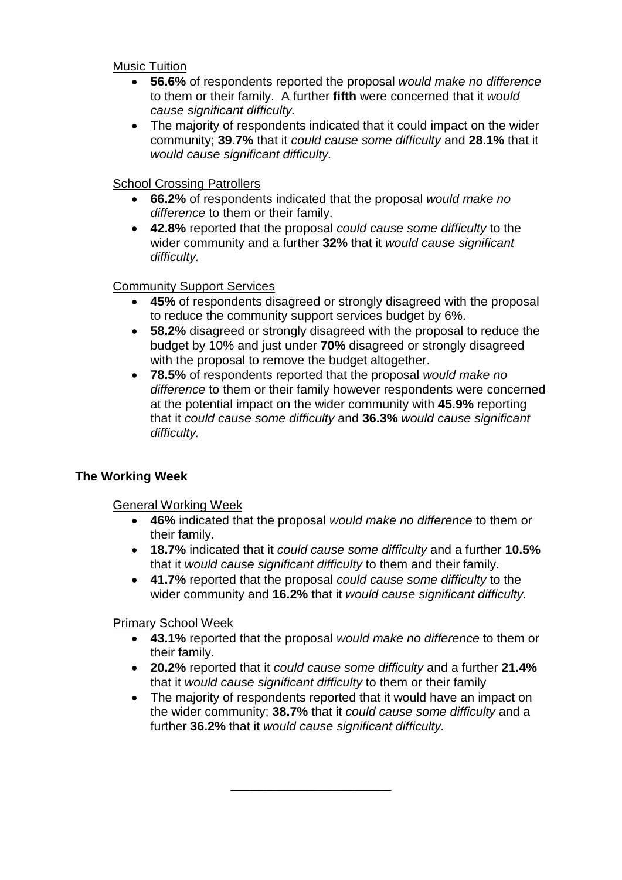Music Tuition

- **56.6%** of respondents reported the proposal *would make no difference* to them or their family. A further **fifth** were concerned that it *would cause significant difficulty.*
- The majority of respondents indicated that it could impact on the wider community; **39.7%** that it *could cause some difficulty* and **28.1%** that it *would cause significant difficulty.*

School Crossing Patrollers

- **66.2%** of respondents indicated that the proposal *would make no difference* to them or their family.
- **42.8%** reported that the proposal *could cause some difficulty* to the wider community and a further **32%** that it *would cause significant difficulty.*

Community Support Services

- **45%** of respondents disagreed or strongly disagreed with the proposal to reduce the community support services budget by 6%.
- **58.2%** disagreed or strongly disagreed with the proposal to reduce the budget by 10% and just under **70%** disagreed or strongly disagreed with the proposal to remove the budget altogether.
- **78.5%** of respondents reported that the proposal *would make no difference* to them or their family however respondents were concerned at the potential impact on the wider community with **45.9%** reporting that it *could cause some difficulty* and **36.3%** *would cause significant difficulty.*

## The Working Week

General Working Week

- **46%** indicated that the proposal *would make no difference* to them or their family.
- **18.7%** indicated that it *could cause some difficulty* and a further **10.5%** that it *would cause significant difficulty* to them and their family.
- **41.7%** reported that the proposal *could cause some difficulty* to the wider community and **16.2%** that it *would cause significant difficulty.*

Primary School Week

- **43.1%** reported that the proposal *would make no difference* to them or their family.
- **20.2%** reported that it *could cause some difficulty* and a further **21.4%** that it *would cause significant difficulty* to them or their family
- The majority of respondents reported that it would have an impact on the wider community; **38.7%** that it *could cause some difficulty* and a further **36.2%** that it *would cause significant difficulty.*

---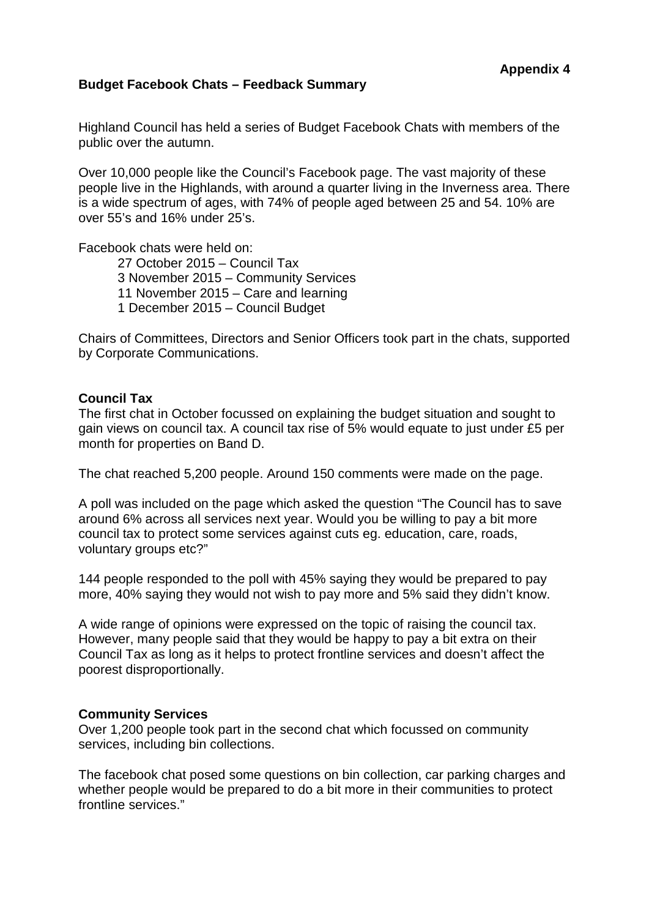**Appendix 4**

**Budget Facebook Chats – Feedback Summary**

Highland Council has held a series of Budget Facebook Chats with members of the public over the autumn.

Over 10,000 people like the Council's Facebook page. The vast majority of these people live in the Highlands, with around a quarter living in the Inverness area. There is a wide spectrum of ages, with 74% of people aged between 25 and 54. 10% are over 55's and 16% under 25's.

Facebook chats were held on:

- 27 October 2015 – Council Tax
- 3 November 2015 – Community Services
- 11 November 2015 – Care and learning
- 1 December 2015 – Council Budget

Chairs of Committees, Directors and Senior Officers took part in the chats, supported by Corporate Communications.

**Council Tax**

The first chat in October focussed on explaining the budget situation and sought to gain views on council tax. A council tax rise of 5% would equate to just under £5 per month for properties on Band D.

The chat reached 5,200 people. Around 150 comments were made on the page.

A poll was included on the page which asked the question "The Council has to save around 6% across all services next year. Would you be willing to pay a bit more council tax to protect some services against cuts eg. education, care, roads, voluntary groups etc?"

144 people responded to the poll with 45% saying they would be prepared to pay more, 40% saying they would not wish to pay more and 5% said they didn't know.

A wide range of opinions were expressed on the topic of raising the council tax. However, many people said that they would be happy to pay a bit extra on their Council Tax as long as it helps to protect frontline services and doesn't affect the poorest disproportionally.

**Community Services**

Over 1,200 people took part in the second chat which focussed on community services, including bin collections.

The facebook chat posed some questions on bin collection, car parking charges and whether people would be prepared to do a bit more in their communities to protect frontline services."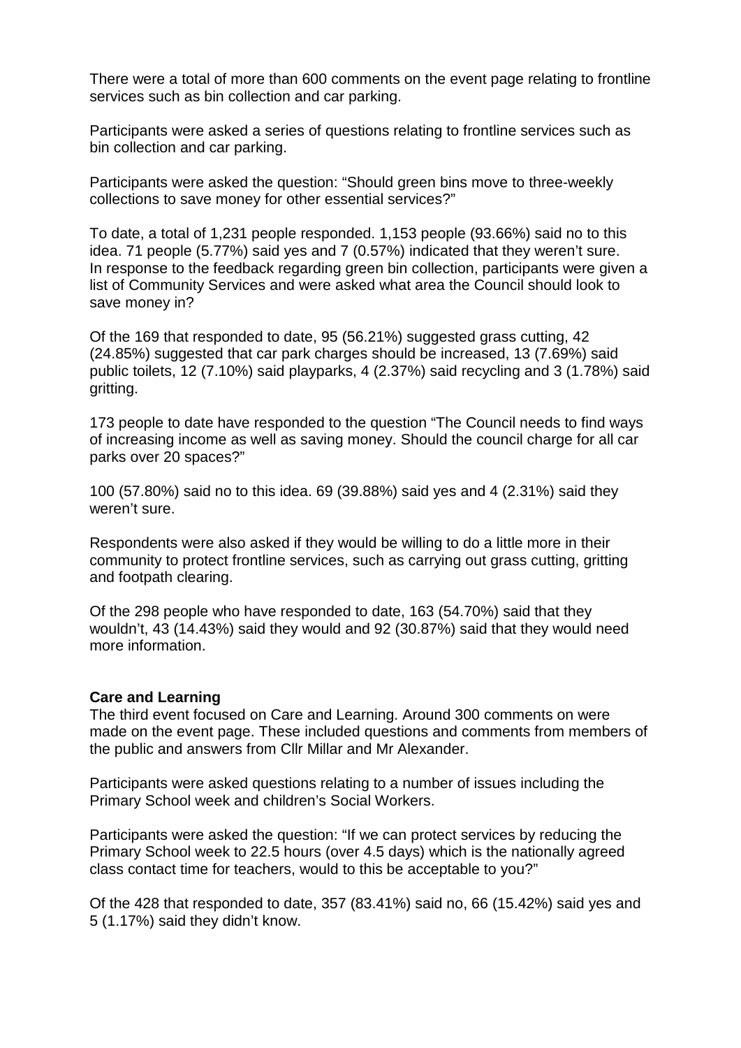There were a total of more than 600 comments on the event page relating to frontline services such as bin collection and car parking.

Participants were asked a series of questions relating to frontline services such as bin collection and car parking.

Participants were asked the question: "Should green bins move to three-weekly collections to save money for other essential services?"

To date, a total of 1,231 people responded. 1,153 people (93.66%) said no to this idea. 71 people (5.77%) said yes and 7 (0.57%) indicated that they weren't sure. In response to the feedback regarding green bin collection, participants were given a list of Community Services and were asked what area the Council should look to save money in?

Of the 169 that responded to date, 95 (56.21%) suggested grass cutting, 42 (24.85%) suggested that car park charges should be increased, 13 (7.69%) said public toilets, 12 (7.10%) said playparks, 4 (2.37%) said recycling and 3 (1.78%) said gritting.

173 people to date have responded to the question "The Council needs to find ways of increasing income as well as saving money. Should the council charge for all car parks over 20 spaces?"

100 (57.80%) said no to this idea. 69 (39.88%) said yes and 4 (2.31%) said they weren't sure.

Respondents were also asked if they would be willing to do a little more in their community to protect frontline services, such as carrying out grass cutting, gritting and footpath clearing.

Of the 298 people who have responded to date, 163 (54.70%) said that they wouldn't, 43 (14.43%) said they would and 92 (30.87%) said that they would need more information.

**Care and Learning**

The third event focused on Care and Learning. Around 300 comments on were made on the event page. These included questions and comments from members of the public and answers from Cllr Millar and Mr Alexander.

Participants were asked questions relating to a number of issues including the Primary School week and children's Social Workers.

Participants were asked the question: "If we can protect services by reducing the Primary School week to 22.5 hours (over 4.5 days) which is the nationally agreed class contact time for teachers, would to this be acceptable to you?"

Of the 428 that responded to date, 357 (83.41%) said no, 66 (15.42%) said yes and 5 (1.17%) said they didn't know.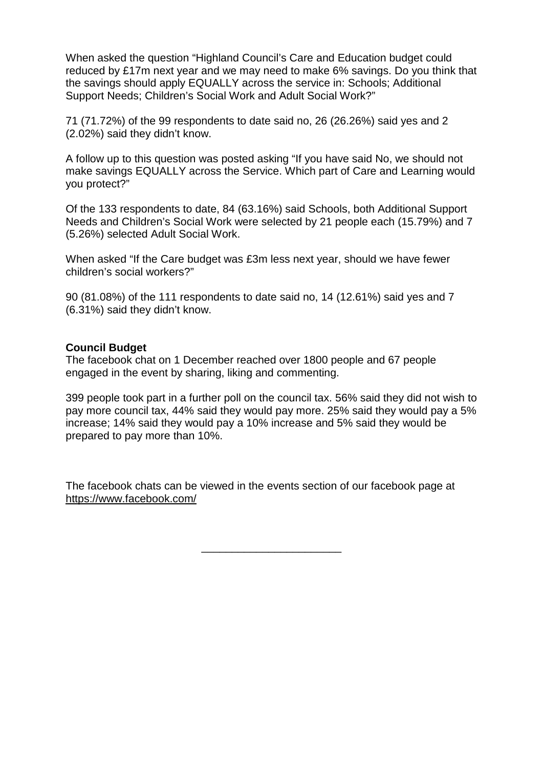When asked the question “Highland Council’s Care and Education budget could reduced by £17m next year and we may need to make 6% savings. Do you think that the savings should apply EQUALLY across the service in: Schools; Additional Support Needs; Children’s Social Work and Adult Social Work?”

71 (71.72%) of the 99 respondents to date said no, 26 (26.26%) said yes and 2 (2.02%) said they didn’t know.

A follow up to this question was posted asking “If you have said No, we should not make savings EQUALLY across the Service. Which part of Care and Learning would you protect?”

Of the 133 respondents to date, 84 (63.16%) said Schools, both Additional Support Needs and Children’s Social Work were selected by 21 people each (15.79%) and 7 (5.26%) selected Adult Social Work.

When asked “If the Care budget was £3m less next year, should we have fewer children’s social workers?”

90 (81.08%) of the 111 respondents to date said no, 14 (12.61%) said yes and 7 (6.31%) said they didn’t know.

**Council Budget**

The facebook chat on 1 December reached over 1800 people and 67 people engaged in the event by sharing, liking and commenting.

399 people took part in a further poll on the council tax. 56% said they did not wish to pay more council tax, 44% said they would pay more. 25% said they would pay a 5% increase; 14% said they would pay a 10% increase and 5% said they would be prepared to pay more than 10%.

The facebook chats can be viewed in the events section of our facebook page at https://www.facebook.com/

\_\_\_\_\_\_\_\_\_\_\_\_\_\_\_\_\_\_\_\_\_\_\_